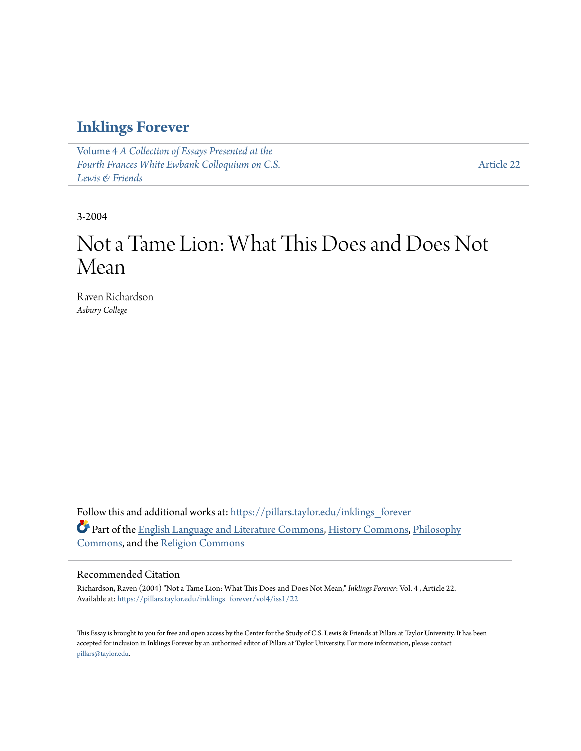# Inklings Forever

Volume 4 *A Collection of Essays Presented at the Fourth Frances White Ewbank Colloquium on C.S. Lewis & Friends*

Article 22

3-2004

# Not a Tame Lion: What This Does and Does Not Mean

Raven Richardson
*Asbury College*

Follow this and additional works at: https://pillars.taylor.edu/inklings_forever

Part of the English Language and Literature Commons, History Commons, Philosophy Commons, and the Religion Commons

## Recommended Citation

Richardson, Raven (2004) "Not a Tame Lion: What This Does and Does Not Mean," *Inklings Forever*: Vol. 4 , Article 22.
Available at: https://pillars.taylor.edu/inklings_forever/vol4/iss1/22

This Essay is brought to you for free and open access by the Center for the Study of C.S. Lewis & Friends at Pillars at Taylor University. It has been accepted for inclusion in Inklings Forever by an authorized editor of Pillars at Taylor University. For more information, please contact pillars@taylor.edu.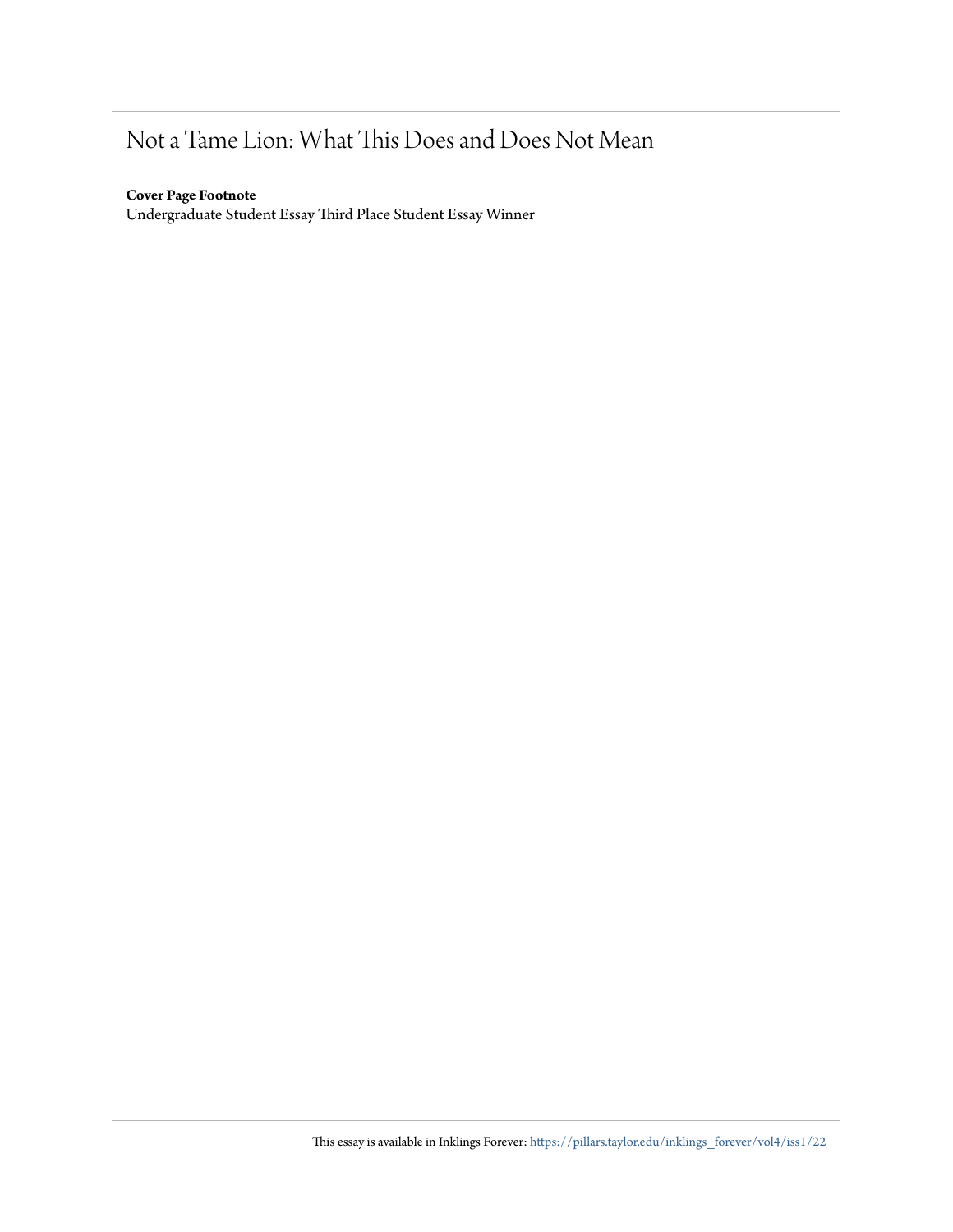# Not a Tame Lion: What This Does and Does Not Mean

**Cover Page Footnote**

Undergraduate Student Essay Third Place Student Essay Winner

This essay is available in Inklings Forever: https://pillars.taylor.edu/inklings_forever/vol4/iss1/22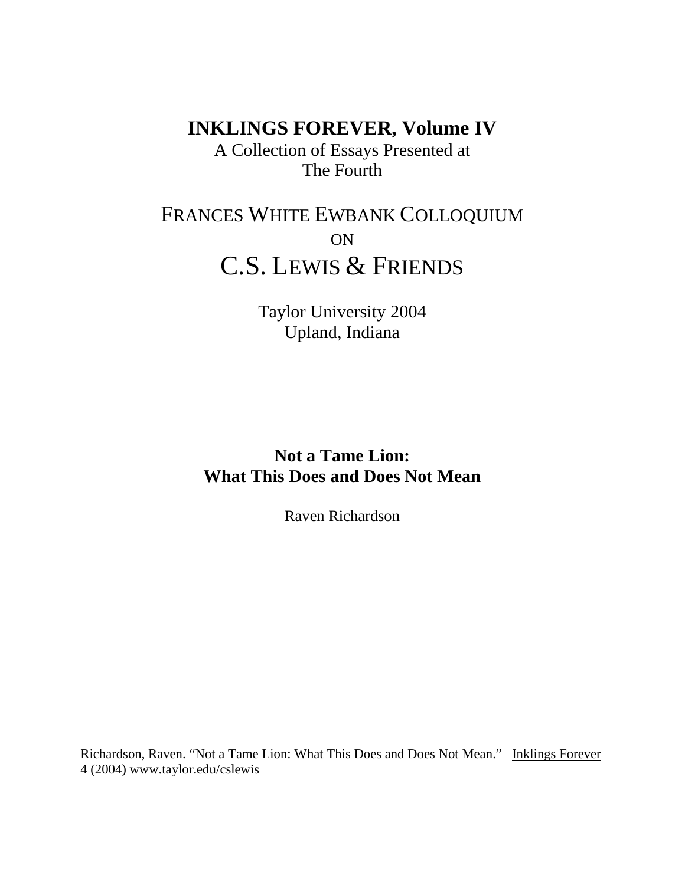# INKLINGS FOREVER, Volume IV

A Collection of Essays Presented at
The Fourth

## FRANCES WHITE EWBANK COLLOQUIUM
ON
## C.S. LEWIS & FRIENDS

Taylor University 2004
Upland, Indiana

---

## Not a Tame Lion: What This Does and Does Not Mean

Raven Richardson

Richardson, Raven. "Not a Tame Lion: What This Does and Does Not Mean." Inklings Forever 4 (2004) www.taylor.edu/cslewis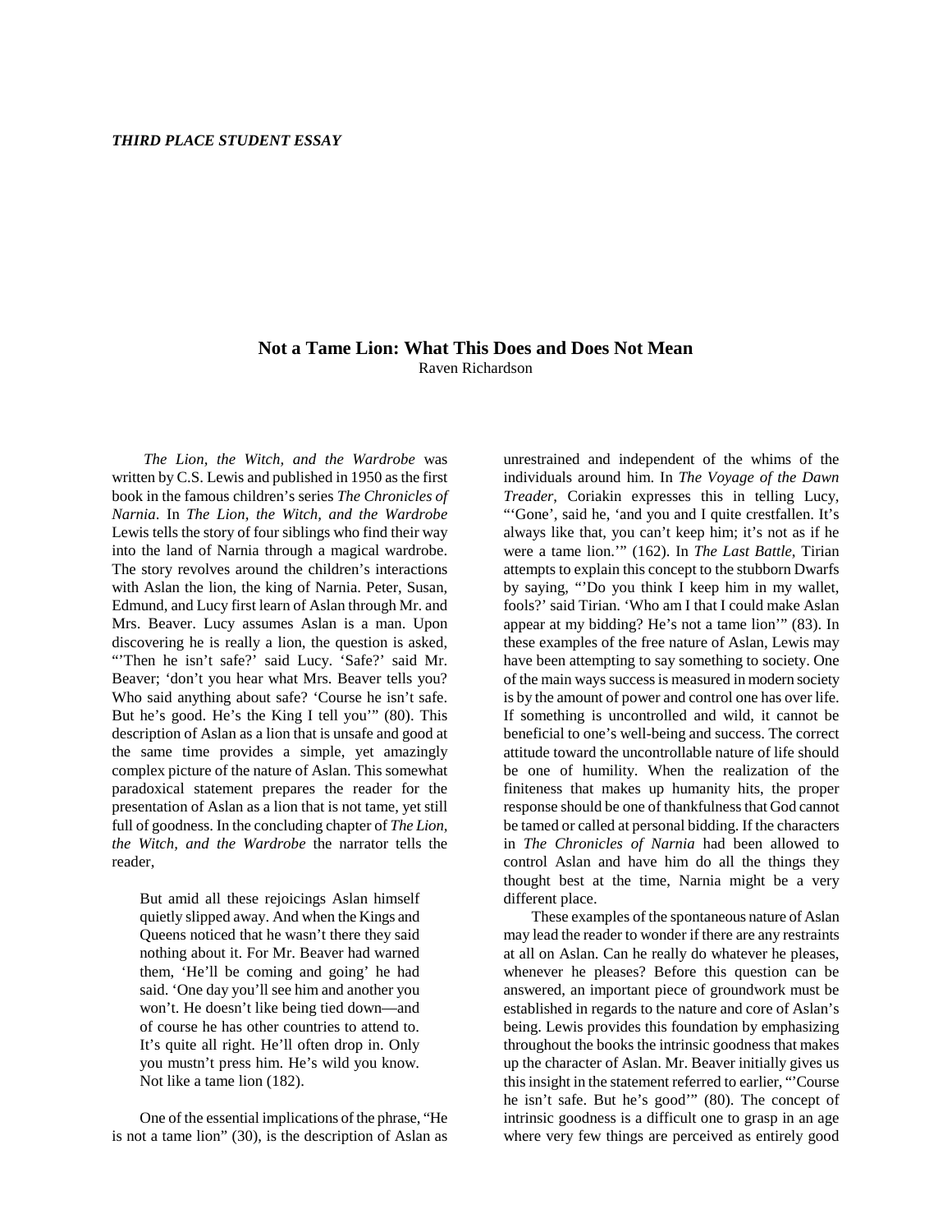*THIRD PLACE STUDENT ESSAY*

# Not a Tame Lion: What This Does and Does Not Mean

Raven Richardson

*The Lion, the Witch, and the Wardrobe* was written by C.S. Lewis and published in 1950 as the first book in the famous children's series *The Chronicles of Narnia*. In *The Lion, the Witch, and the Wardrobe* Lewis tells the story of four siblings who find their way into the land of Narnia through a magical wardrobe. The story revolves around the children's interactions with Aslan the lion, the king of Narnia. Peter, Susan, Edmund, and Lucy first learn of Aslan through Mr. and Mrs. Beaver. Lucy assumes Aslan is a man. Upon discovering he is really a lion, the question is asked, "'Then he isn't safe?' said Lucy. 'Safe?' said Mr. Beaver; 'don't you hear what Mrs. Beaver tells you? Who said anything about safe? 'Course he isn't safe. But he's good. He's the King I tell you'" (80). This description of Aslan as a lion that is unsafe and good at the same time provides a simple, yet amazingly complex picture of the nature of Aslan. This somewhat paradoxical statement prepares the reader for the presentation of Aslan as a lion that is not tame, yet still full of goodness. In the concluding chapter of *The Lion, the Witch, and the Wardrobe* the narrator tells the reader,

> But amid all these rejoicings Aslan himself quietly slipped away. And when the Kings and Queens noticed that he wasn't there they said nothing about it. For Mr. Beaver had warned them, 'He'll be coming and going' he had said. 'One day you'll see him and another you won't. He doesn't like being tied down—and of course he has other countries to attend to. It's quite all right. He'll often drop in. Only you mustn't press him. He's wild you know. Not like a tame lion (182).

One of the essential implications of the phrase, "He is not a tame lion" (30), is the description of Aslan as unrestrained and independent of the whims of the individuals around him. In *The Voyage of the Dawn Treader*, Coriakin expresses this in telling Lucy, "'Gone', said he, 'and you and I quite crestfallen. It's always like that, you can't keep him; it's not as if he were a tame lion.'" (162). In *The Last Battle*, Tirian attempts to explain this concept to the stubborn Dwarfs by saying, "'Do you think I keep him in my wallet, fools?' said Tirian. 'Who am I that I could make Aslan appear at my bidding? He's not a tame lion'" (83). In these examples of the free nature of Aslan, Lewis may have been attempting to say something to society. One of the main ways success is measured in modern society is by the amount of power and control one has over life. If something is uncontrolled and wild, it cannot be beneficial to one's well-being and success. The correct attitude toward the uncontrollable nature of life should be one of humility. When the realization of the finiteness that makes up humanity hits, the proper response should be one of thankfulness that God cannot be tamed or called at personal bidding. If the characters in *The Chronicles of Narnia* had been allowed to control Aslan and have him do all the things they thought best at the time, Narnia might be a very different place.

These examples of the spontaneous nature of Aslan may lead the reader to wonder if there are any restraints at all on Aslan. Can he really do whatever he pleases, whenever he pleases? Before this question can be answered, an important piece of groundwork must be established in regards to the nature and core of Aslan's being. Lewis provides this foundation by emphasizing throughout the books the intrinsic goodness that makes up the character of Aslan. Mr. Beaver initially gives us this insight in the statement referred to earlier, "'Course he isn't safe. But he's good'" (80). The concept of intrinsic goodness is a difficult one to grasp in an age where very few things are perceived as entirely good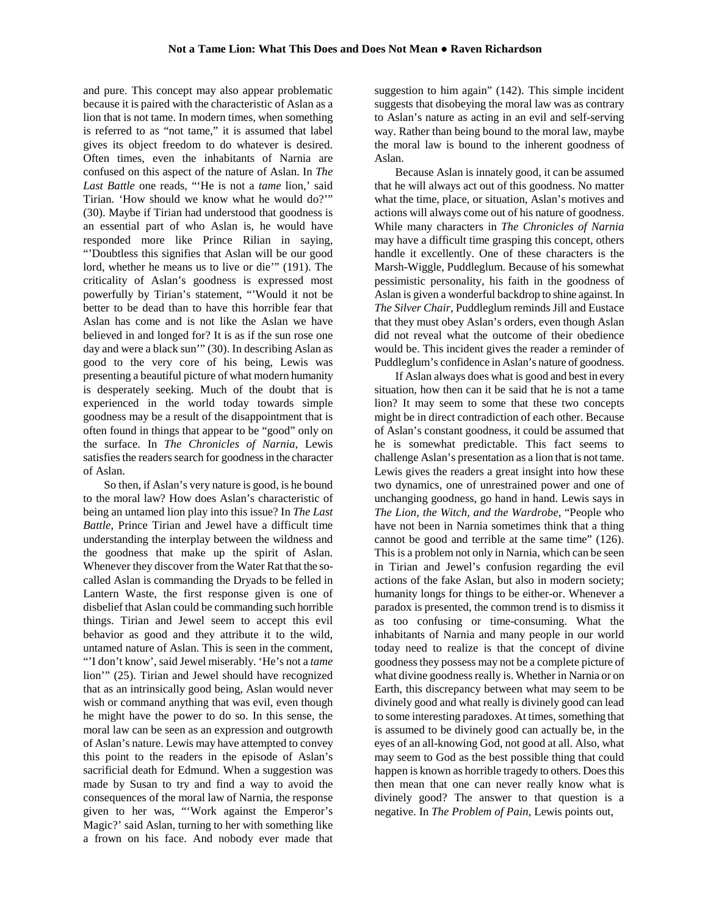and pure. This concept may also appear problematic because it is paired with the characteristic of Aslan as a lion that is not tame. In modern times, when something is referred to as "not tame," it is assumed that label gives its object freedom to do whatever is desired. Often times, even the inhabitants of Narnia are confused on this aspect of the nature of Aslan. In *The Last Battle* one reads, "'He is not a *tame* lion,' said Tirian. 'How should we know what he would do?'" (30). Maybe if Tirian had understood that goodness is an essential part of who Aslan is, he would have responded more like Prince Rilian in saying, "'Doubtless this signifies that Aslan will be our good lord, whether he means us to live or die'" (191). The criticality of Aslan's goodness is expressed most powerfully by Tirian's statement, "'Would it not be better to be dead than to have this horrible fear that Aslan has come and is not like the Aslan we have believed in and longed for? It is as if the sun rose one day and were a black sun'" (30). In describing Aslan as good to the very core of his being, Lewis was presenting a beautiful picture of what modern humanity is desperately seeking. Much of the doubt that is experienced in the world today towards simple goodness may be a result of the disappointment that is often found in things that appear to be "good" only on the surface. In *The Chronicles of Narnia*, Lewis satisfies the readers search for goodness in the character of Aslan.

So then, if Aslan's very nature is good, is he bound to the moral law? How does Aslan's characteristic of being an untamed lion play into this issue? In *The Last Battle*, Prince Tirian and Jewel have a difficult time understanding the interplay between the wildness and the goodness that make up the spirit of Aslan. Whenever they discover from the Water Rat that the so-called Aslan is commanding the Dryads to be felled in Lantern Waste, the first response given is one of disbelief that Aslan could be commanding such horrible things. Tirian and Jewel seem to accept this evil behavior as good and they attribute it to the wild, untamed nature of Aslan. This is seen in the comment, "'I don't know', said Jewel miserably. 'He's not a *tame* lion'" (25). Tirian and Jewel should have recognized that as an intrinsically good being, Aslan would never wish or command anything that was evil, even though he might have the power to do so. In this sense, the moral law can be seen as an expression and outgrowth of Aslan's nature. Lewis may have attempted to convey this point to the readers in the episode of Aslan's sacrificial death for Edmund. When a suggestion was made by Susan to try and find a way to avoid the consequences of the moral law of Narnia, the response given to her was, "'Work against the Emperor's Magic?' said Aslan, turning to her with something like a frown on his face. And nobody ever made that suggestion to him again" (142). This simple incident suggests that disobeying the moral law was as contrary to Aslan's nature as acting in an evil and self-serving way. Rather than being bound to the moral law, maybe the moral law is bound to the inherent goodness of Aslan.

Because Aslan is innately good, it can be assumed that he will always act out of this goodness. No matter what the time, place, or situation, Aslan's motives and actions will always come out of his nature of goodness. While many characters in *The Chronicles of Narnia* may have a difficult time grasping this concept, others handle it excellently. One of these characters is the Marsh-Wiggle, Puddleglum. Because of his somewhat pessimistic personality, his faith in the goodness of Aslan is given a wonderful backdrop to shine against. In *The Silver Chair*, Puddleglum reminds Jill and Eustace that they must obey Aslan's orders, even though Aslan did not reveal what the outcome of their obedience would be. This incident gives the reader a reminder of Puddleglum's confidence in Aslan's nature of goodness.

If Aslan always does what is good and best in every situation, how then can it be said that he is not a tame lion? It may seem to some that these two concepts might be in direct contradiction of each other. Because of Aslan's constant goodness, it could be assumed that he is somewhat predictable. This fact seems to challenge Aslan's presentation as a lion that is not tame. Lewis gives the readers a great insight into how these two dynamics, one of unrestrained power and one of unchanging goodness, go hand in hand. Lewis says in *The Lion, the Witch, and the Wardrobe*, "People who have not been in Narnia sometimes think that a thing cannot be good and terrible at the same time" (126). This is a problem not only in Narnia, which can be seen in Tirian and Jewel's confusion regarding the evil actions of the fake Aslan, but also in modern society; humanity longs for things to be either-or. Whenever a paradox is presented, the common trend is to dismiss it as too confusing or time-consuming. What the inhabitants of Narnia and many people in our world today need to realize is that the concept of divine goodness they possess may not be a complete picture of what divine goodness really is. Whether in Narnia or on Earth, this discrepancy between what may seem to be divinely good and what really is divinely good can lead to some interesting paradoxes. At times, something that is assumed to be divinely good can actually be, in the eyes of an all-knowing God, not good at all. Also, what may seem to God as the best possible thing that could happen is known as horrible tragedy to others. Does this then mean that one can never really know what is divinely good? The answer to that question is a negative. In *The Problem of Pain*, Lewis points out,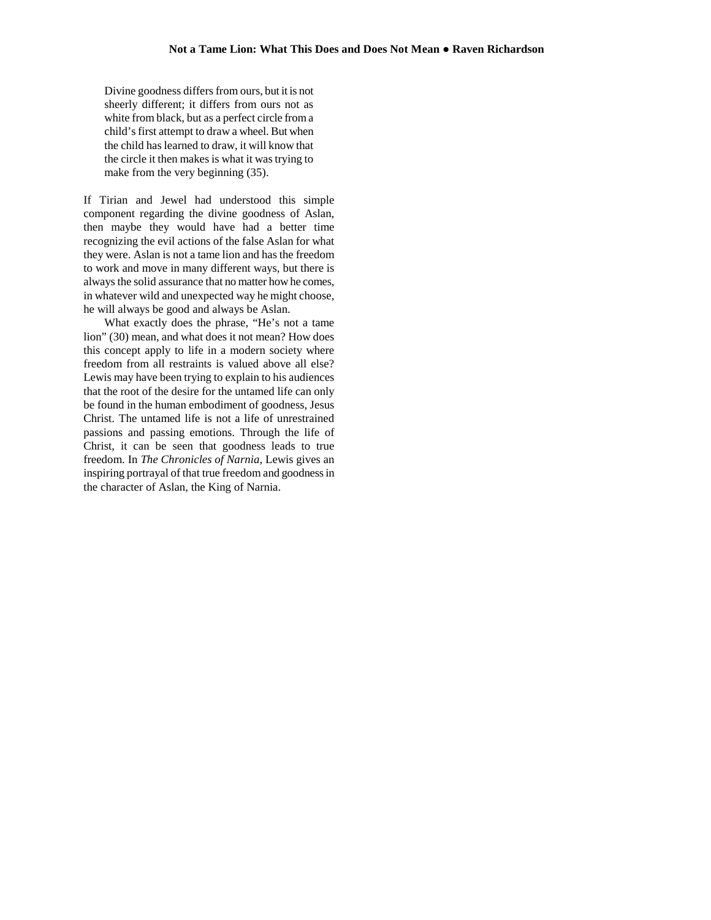> Divine goodness differs from ours, but it is not sheerly different; it differs from ours not as white from black, but as a perfect circle from a child's first attempt to draw a wheel. But when the child has learned to draw, it will know that the circle it then makes is what it was trying to make from the very beginning (35).

If Tirian and Jewel had understood this simple component regarding the divine goodness of Aslan, then maybe they would have had a better time recognizing the evil actions of the false Aslan for what they were. Aslan is not a tame lion and has the freedom to work and move in many different ways, but there is always the solid assurance that no matter how he comes, in whatever wild and unexpected way he might choose, he will always be good and always be Aslan.

What exactly does the phrase, "He's not a tame lion" (30) mean, and what does it not mean? How does this concept apply to life in a modern society where freedom from all restraints is valued above all else? Lewis may have been trying to explain to his audiences that the root of the desire for the untamed life can only be found in the human embodiment of goodness, Jesus Christ. The untamed life is not a life of unrestrained passions and passing emotions. Through the life of Christ, it can be seen that goodness leads to true freedom. In *The Chronicles of Narnia*, Lewis gives an inspiring portrayal of that true freedom and goodness in the character of Aslan, the King of Narnia.